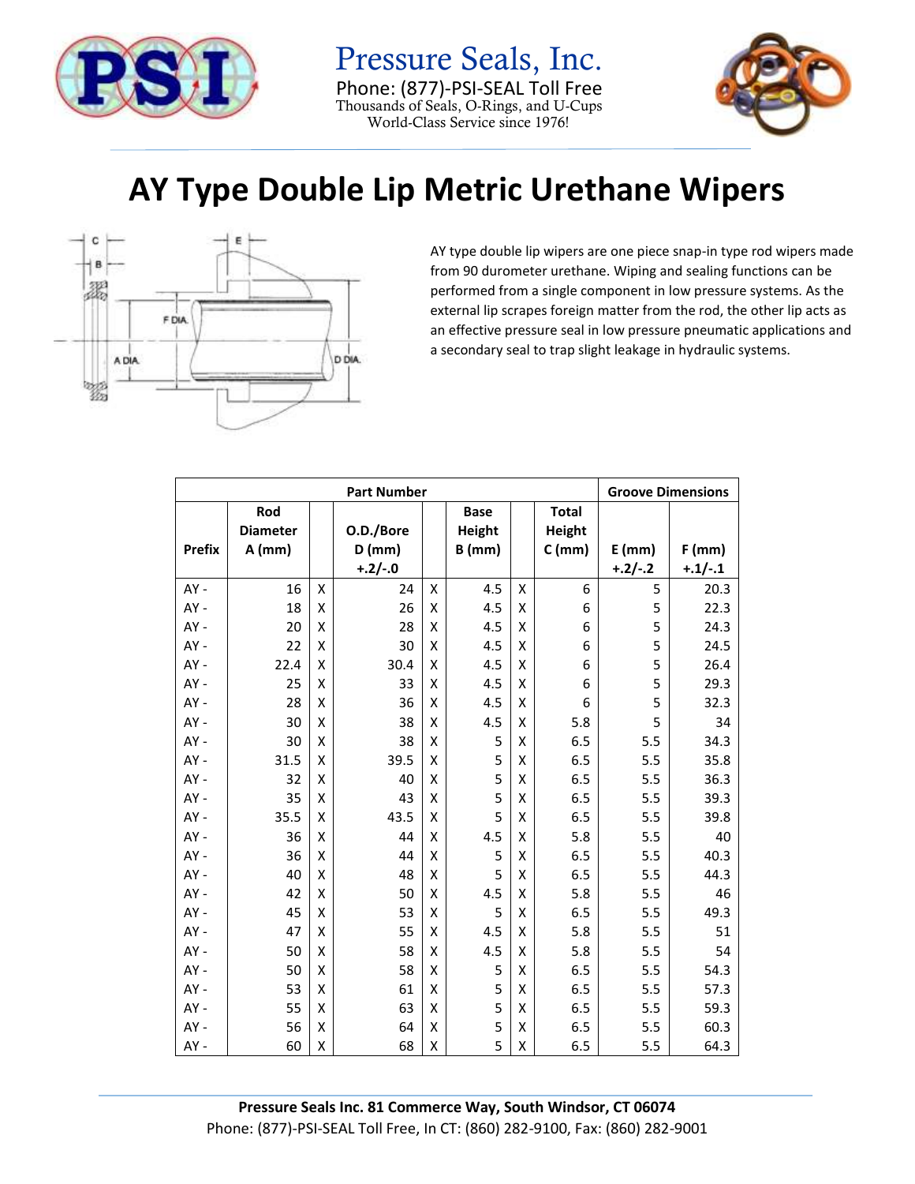Pressure Seals, Inc.
Phone: (877)-PSI-SEAL Toll Free
Thousands of Seals, O-Rings, and U-Cups
World-Class Service since 1976!

# AY Type Double Lip Metric Urethane Wipers

AY type double lip wipers are one piece snap-in type rod wipers made from 90 durometer urethane. Wiping and sealing functions can be performed from a single component in low pressure systems. As the external lip scrapes foreign matter from the rod, the other lip acts as an effective pressure seal in low pressure pneumatic applications and a secondary seal to trap slight leakage in hydraulic systems.

| Part Number | | | | | | | | Groove Dimensions | |
|---|---|---|---|---|---|---|---|---|---|
| Prefix | Rod Diameter A (mm) | | O.D./Bore D (mm) +.2/-.0 | | Base Height B (mm) | | Total Height C (mm) | E (mm) +.2/-.2 | F (mm) +.1/-.1 |
| AY - | 16 | X | 24 | X | 4.5 | X | 6 | 5 | 20.3 |
| AY - | 18 | X | 26 | X | 4.5 | X | 6 | 5 | 22.3 |
| AY - | 20 | X | 28 | X | 4.5 | X | 6 | 5 | 24.3 |
| AY - | 22 | X | 30 | X | 4.5 | X | 6 | 5 | 24.5 |
| AY - | 22.4 | X | 30.4 | X | 4.5 | X | 6 | 5 | 26.4 |
| AY - | 25 | X | 33 | X | 4.5 | X | 6 | 5 | 29.3 |
| AY - | 28 | X | 36 | X | 4.5 | X | 6 | 5 | 32.3 |
| AY - | 30 | X | 38 | X | 4.5 | X | 5.8 | 5 | 34 |
| AY - | 30 | X | 38 | X | 5 | X | 6.5 | 5.5 | 34.3 |
| AY - | 31.5 | X | 39.5 | X | 5 | X | 6.5 | 5.5 | 35.8 |
| AY - | 32 | X | 40 | X | 5 | X | 6.5 | 5.5 | 36.3 |
| AY - | 35 | X | 43 | X | 5 | X | 6.5 | 5.5 | 39.3 |
| AY - | 35.5 | X | 43.5 | X | 5 | X | 6.5 | 5.5 | 39.8 |
| AY - | 36 | X | 44 | X | 4.5 | X | 5.8 | 5.5 | 40 |
| AY - | 36 | X | 44 | X | 5 | X | 6.5 | 5.5 | 40.3 |
| AY - | 40 | X | 48 | X | 5 | X | 6.5 | 5.5 | 44.3 |
| AY - | 42 | X | 50 | X | 4.5 | X | 5.8 | 5.5 | 46 |
| AY - | 45 | X | 53 | X | 5 | X | 6.5 | 5.5 | 49.3 |
| AY - | 47 | X | 55 | X | 4.5 | X | 5.8 | 5.5 | 51 |
| AY - | 50 | X | 58 | X | 4.5 | X | 5.8 | 5.5 | 54 |
| AY - | 50 | X | 58 | X | 5 | X | 6.5 | 5.5 | 54.3 |
| AY - | 53 | X | 61 | X | 5 | X | 6.5 | 5.5 | 57.3 |
| AY - | 55 | X | 63 | X | 5 | X | 6.5 | 5.5 | 59.3 |
| AY - | 56 | X | 64 | X | 5 | X | 6.5 | 5.5 | 60.3 |
| AY - | 60 | X | 68 | X | 5 | X | 6.5 | 5.5 | 64.3 |

**Pressure Seals Inc. 81 Commerce Way, South Windsor, CT 06074**
Phone: (877)-PSI-SEAL Toll Free, In CT: (860) 282-9100, Fax: (860) 282-9001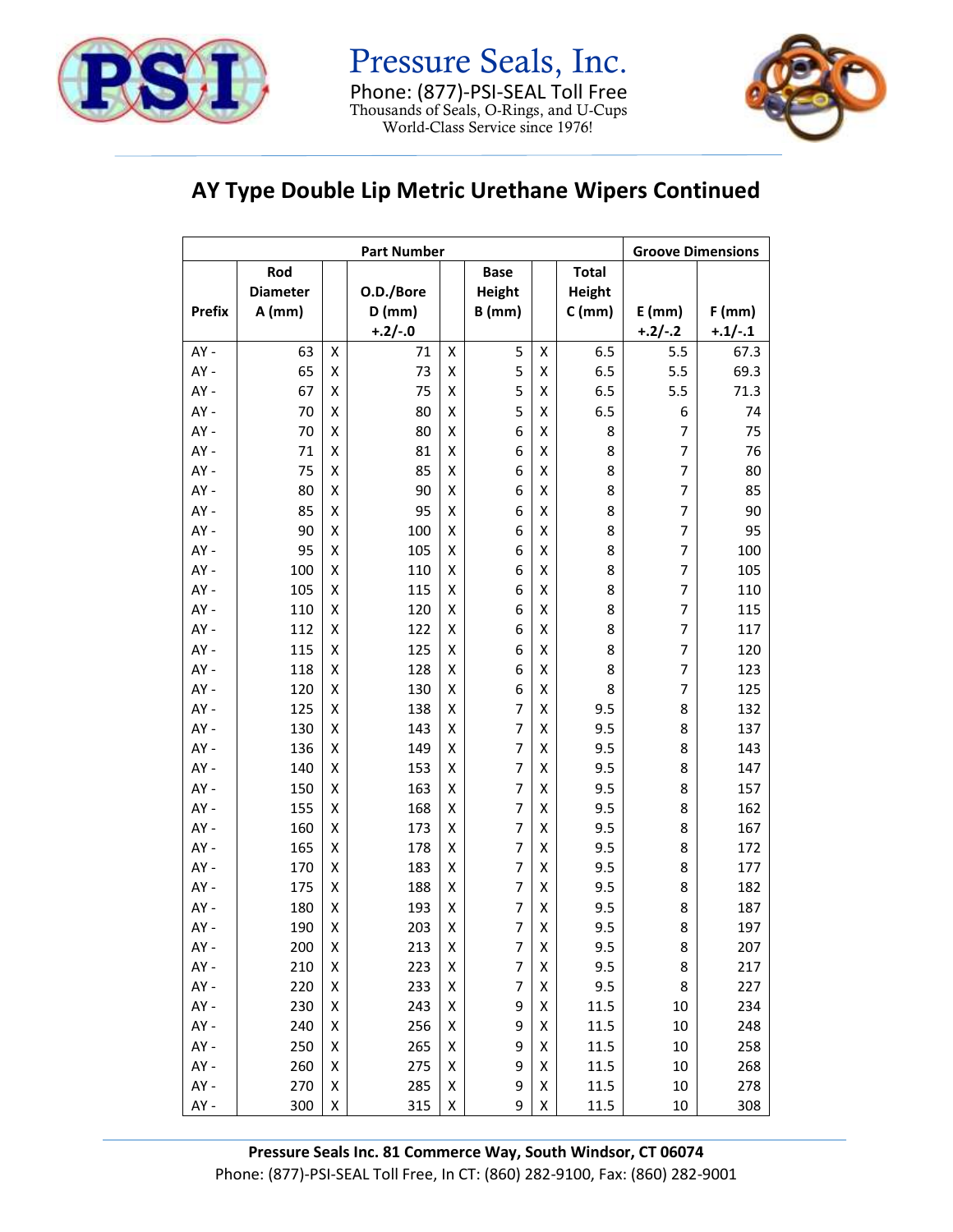Pressure Seals, Inc.

Phone: (877)-PSI-SEAL Toll Free

Thousands of Seals, O-Rings, and U-Cups

World-Class Service since 1976!

## AY Type Double Lip Metric Urethane Wipers Continued

| Part Number | | | | | | | | Groove Dimensions | |
|---|---|---|---|---|---|---|---|---|---|
| Prefix | Rod Diameter A (mm) | | O.D./Bore D (mm) +.2/-.0 | | Base Height B (mm) | | Total Height C (mm) | E (mm) +.2/-.2 | F (mm) +.1/-.1 |
| AY - | 63 | X | 71 | X | 5 | X | 6.5 | 5.5 | 67.3 |
| AY - | 65 | X | 73 | X | 5 | X | 6.5 | 5.5 | 69.3 |
| AY - | 67 | X | 75 | X | 5 | X | 6.5 | 5.5 | 71.3 |
| AY - | 70 | X | 80 | X | 5 | X | 6.5 | 6 | 74 |
| AY - | 70 | X | 80 | X | 6 | X | 8 | 7 | 75 |
| AY - | 71 | X | 81 | X | 6 | X | 8 | 7 | 76 |
| AY - | 75 | X | 85 | X | 6 | X | 8 | 7 | 80 |
| AY - | 80 | X | 90 | X | 6 | X | 8 | 7 | 85 |
| AY - | 85 | X | 95 | X | 6 | X | 8 | 7 | 90 |
| AY - | 90 | X | 100 | X | 6 | X | 8 | 7 | 95 |
| AY - | 95 | X | 105 | X | 6 | X | 8 | 7 | 100 |
| AY - | 100 | X | 110 | X | 6 | X | 8 | 7 | 105 |
| AY - | 105 | X | 115 | X | 6 | X | 8 | 7 | 110 |
| AY - | 110 | X | 120 | X | 6 | X | 8 | 7 | 115 |
| AY - | 112 | X | 122 | X | 6 | X | 8 | 7 | 117 |
| AY - | 115 | X | 125 | X | 6 | X | 8 | 7 | 120 |
| AY - | 118 | X | 128 | X | 6 | X | 8 | 7 | 123 |
| AY - | 120 | X | 130 | X | 6 | X | 8 | 7 | 125 |
| AY - | 125 | X | 138 | X | 7 | X | 9.5 | 8 | 132 |
| AY - | 130 | X | 143 | X | 7 | X | 9.5 | 8 | 137 |
| AY - | 136 | X | 149 | X | 7 | X | 9.5 | 8 | 143 |
| AY - | 140 | X | 153 | X | 7 | X | 9.5 | 8 | 147 |
| AY - | 150 | X | 163 | X | 7 | X | 9.5 | 8 | 157 |
| AY - | 155 | X | 168 | X | 7 | X | 9.5 | 8 | 162 |
| AY - | 160 | X | 173 | X | 7 | X | 9.5 | 8 | 167 |
| AY - | 165 | X | 178 | X | 7 | X | 9.5 | 8 | 172 |
| AY - | 170 | X | 183 | X | 7 | X | 9.5 | 8 | 177 |
| AY - | 175 | X | 188 | X | 7 | X | 9.5 | 8 | 182 |
| AY - | 180 | X | 193 | X | 7 | X | 9.5 | 8 | 187 |
| AY - | 190 | X | 203 | X | 7 | X | 9.5 | 8 | 197 |
| AY - | 200 | X | 213 | X | 7 | X | 9.5 | 8 | 207 |
| AY - | 210 | X | 223 | X | 7 | X | 9.5 | 8 | 217 |
| AY - | 220 | X | 233 | X | 7 | X | 9.5 | 8 | 227 |
| AY - | 230 | X | 243 | X | 9 | X | 11.5 | 10 | 234 |
| AY - | 240 | X | 256 | X | 9 | X | 11.5 | 10 | 248 |
| AY - | 250 | X | 265 | X | 9 | X | 11.5 | 10 | 258 |
| AY - | 260 | X | 275 | X | 9 | X | 11.5 | 10 | 268 |
| AY - | 270 | X | 285 | X | 9 | X | 11.5 | 10 | 278 |
| AY - | 300 | X | 315 | X | 9 | X | 11.5 | 10 | 308 |

**Pressure Seals Inc. 81 Commerce Way, South Windsor, CT 06074**

Phone: (877)-PSI-SEAL Toll Free, In CT: (860) 282-9100, Fax: (860) 282-9001